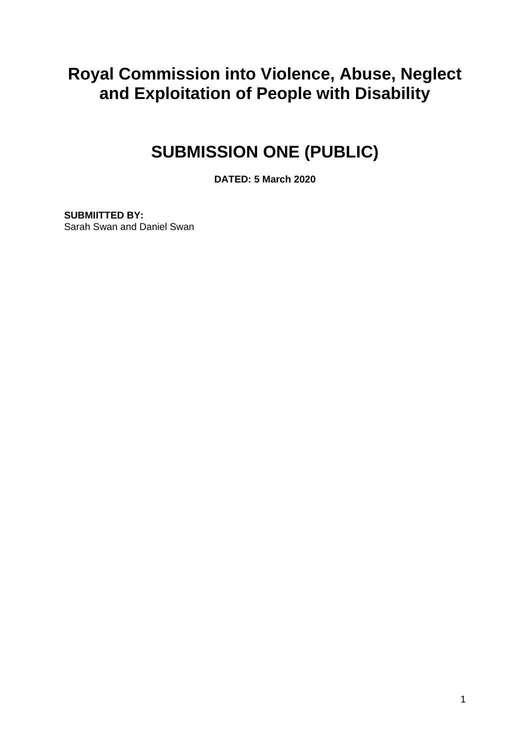# Royal Commission into Violence, Abuse, Neglect and Exploitation of People with Disability

# SUBMISSION ONE (PUBLIC)

**DATED: 5 March 2020**

**SUBMIITTED BY:**
Sarah Swan and Daniel Swan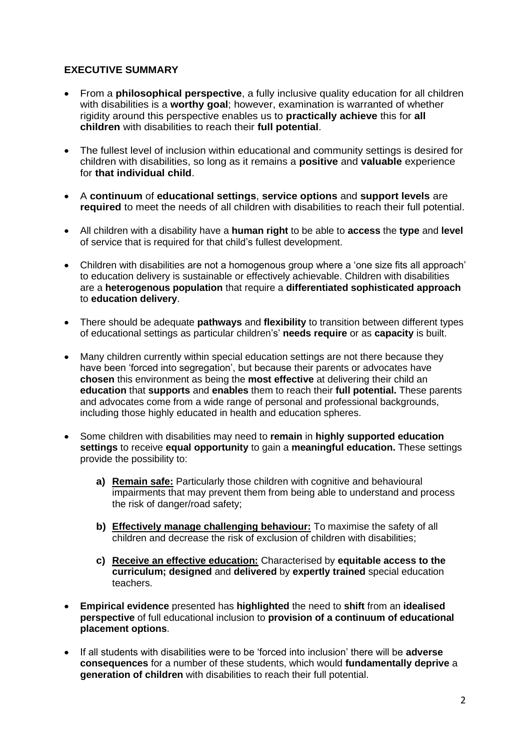## EXECUTIVE SUMMARY

- From a **philosophical perspective**, a fully inclusive quality education for all children with disabilities is a **worthy goal**; however, examination is warranted of whether rigidity around this perspective enables us to **practically achieve** this for **all children** with disabilities to reach their **full potential**.

- The fullest level of inclusion within educational and community settings is desired for children with disabilities, so long as it remains a **positive** and **valuable** experience for **that individual child**.

- A **continuum** of **educational settings**, **service options** and **support levels** are **required** to meet the needs of all children with disabilities to reach their full potential.

- All children with a disability have a **human right** to be able to **access** the **type** and **level** of service that is required for that child's fullest development.

- Children with disabilities are not a homogenous group where a 'one size fits all approach' to education delivery is sustainable or effectively achievable. Children with disabilities are a **heterogenous population** that require a **differentiated sophisticated approach** to **education delivery**.

- There should be adequate **pathways** and **flexibility** to transition between different types of educational settings as particular children's' **needs require** or as **capacity** is built.

- Many children currently within special education settings are not there because they have been 'forced into segregation', but because their parents or advocates have **chosen** this environment as being the **most effective** at delivering their child an **education** that **supports** and **enables** them to reach their **full potential.** These parents and advocates come from a wide range of personal and professional backgrounds, including those highly educated in health and education spheres.

- Some children with disabilities may need to **remain** in **highly supported education settings** to receive **equal opportunity** to gain a **meaningful education.** These settings provide the possibility to:

  **a) <u>Remain safe:</u>** Particularly those children with cognitive and behavioural impairments that may prevent them from being able to understand and process the risk of danger/road safety;

  **b) <u>Effectively manage challenging behaviour:</u>** To maximise the safety of all children and decrease the risk of exclusion of children with disabilities;

  **c) <u>Receive an effective education:</u>** Characterised by **equitable access to the curriculum; designed** and **delivered** by **expertly trained** special education teachers.

- **Empirical evidence** presented has **highlighted** the need to **shift** from an **idealised perspective** of full educational inclusion to **provision of a continuum of educational placement options**.

- If all students with disabilities were to be 'forced into inclusion' there will be **adverse consequences** for a number of these students, which would **fundamentally deprive** a **generation of children** with disabilities to reach their full potential.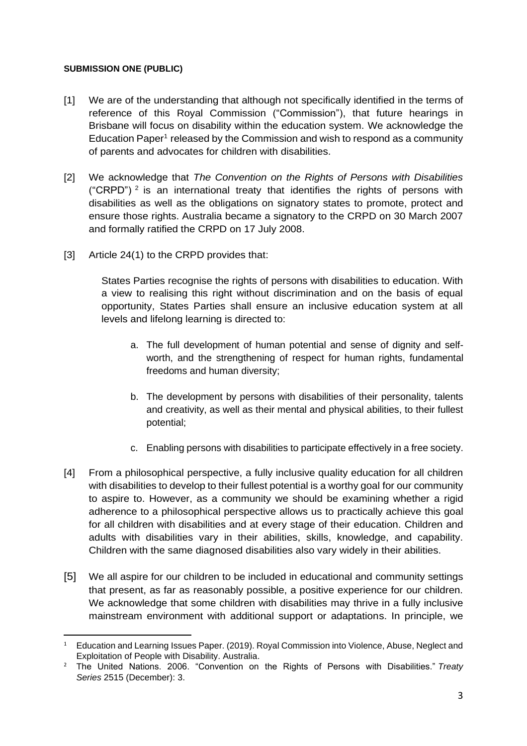**SUBMISSION ONE (PUBLIC)**

[1] We are of the understanding that although not specifically identified in the terms of reference of this Royal Commission ("Commission"), that future hearings in Brisbane will focus on disability within the education system. We acknowledge the Education Paper[1] released by the Commission and wish to respond as a community of parents and advocates for children with disabilities.

[2] We acknowledge that *The Convention on the Rights of Persons with Disabilities* ("CRPD") [2] is an international treaty that identifies the rights of persons with disabilities as well as the obligations on signatory states to promote, protect and ensure those rights. Australia became a signatory to the CRPD on 30 March 2007 and formally ratified the CRPD on 17 July 2008.

[3] Article 24(1) to the CRPD provides that:

> States Parties recognise the rights of persons with disabilities to education. With a view to realising this right without discrimination and on the basis of equal opportunity, States Parties shall ensure an inclusive education system at all levels and lifelong learning is directed to:
>
> a. The full development of human potential and sense of dignity and self-worth, and the strengthening of respect for human rights, fundamental freedoms and human diversity;
>
> b. The development by persons with disabilities of their personality, talents and creativity, as well as their mental and physical abilities, to their fullest potential;
>
> c. Enabling persons with disabilities to participate effectively in a free society.

[4] From a philosophical perspective, a fully inclusive quality education for all children with disabilities to develop to their fullest potential is a worthy goal for our community to aspire to. However, as a community we should be examining whether a rigid adherence to a philosophical perspective allows us to practically achieve this goal for all children with disabilities and at every stage of their education. Children and adults with disabilities vary in their abilities, skills, knowledge, and capability. Children with the same diagnosed disabilities also vary widely in their abilities.

[5] We all aspire for our children to be included in educational and community settings that present, as far as reasonably possible, a positive experience for our children. We acknowledge that some children with disabilities may thrive in a fully inclusive mainstream environment with additional support or adaptations. In principle, we

---

[1] Education and Learning Issues Paper. (2019). Royal Commission into Violence, Abuse, Neglect and Exploitation of People with Disability. Australia.

[2] The United Nations. 2006. "Convention on the Rights of Persons with Disabilities." *Treaty Series* 2515 (December): 3.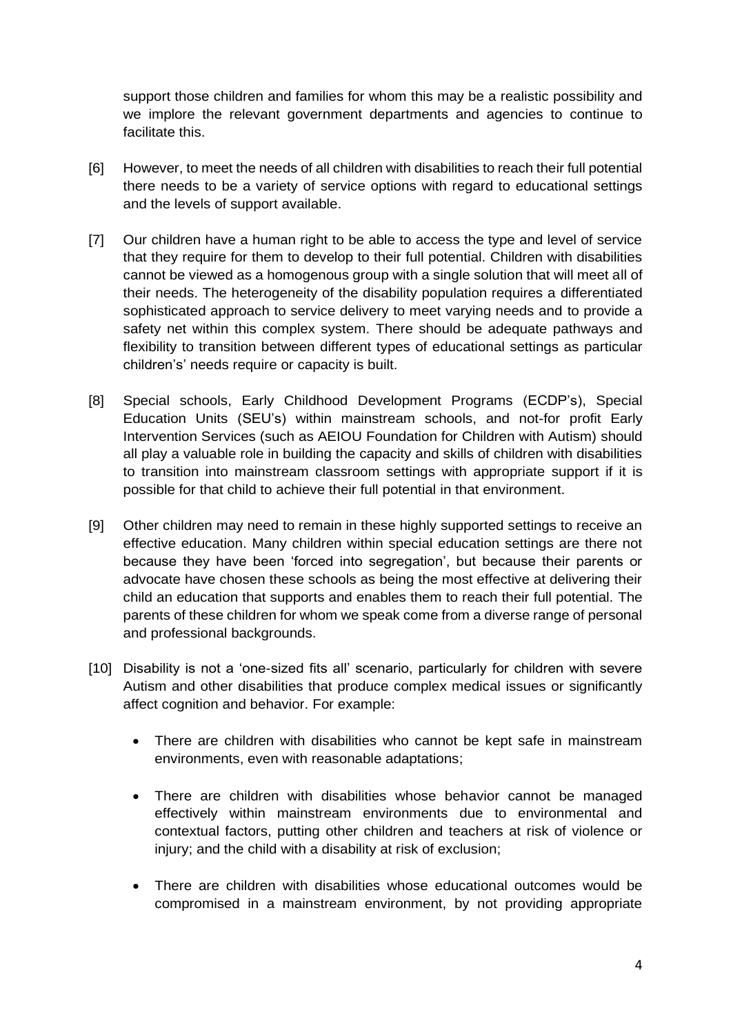support those children and families for whom this may be a realistic possibility and we implore the relevant government departments and agencies to continue to facilitate this.

[6] However, to meet the needs of all children with disabilities to reach their full potential there needs to be a variety of service options with regard to educational settings and the levels of support available.

[7] Our children have a human right to be able to access the type and level of service that they require for them to develop to their full potential. Children with disabilities cannot be viewed as a homogenous group with a single solution that will meet all of their needs. The heterogeneity of the disability population requires a differentiated sophisticated approach to service delivery to meet varying needs and to provide a safety net within this complex system. There should be adequate pathways and flexibility to transition between different types of educational settings as particular children's' needs require or capacity is built.

[8] Special schools, Early Childhood Development Programs (ECDP's), Special Education Units (SEU's) within mainstream schools, and not-for profit Early Intervention Services (such as AEIOU Foundation for Children with Autism) should all play a valuable role in building the capacity and skills of children with disabilities to transition into mainstream classroom settings with appropriate support if it is possible for that child to achieve their full potential in that environment.

[9] Other children may need to remain in these highly supported settings to receive an effective education. Many children within special education settings are there not because they have been 'forced into segregation', but because their parents or advocate have chosen these schools as being the most effective at delivering their child an education that supports and enables them to reach their full potential. The parents of these children for whom we speak come from a diverse range of personal and professional backgrounds.

[10] Disability is not a 'one-sized fits all' scenario, particularly for children with severe Autism and other disabilities that produce complex medical issues or significantly affect cognition and behavior. For example:

- There are children with disabilities who cannot be kept safe in mainstream environments, even with reasonable adaptations;

- There are children with disabilities whose behavior cannot be managed effectively within mainstream environments due to environmental and contextual factors, putting other children and teachers at risk of violence or injury; and the child with a disability at risk of exclusion;

- There are children with disabilities whose educational outcomes would be compromised in a mainstream environment, by not providing appropriate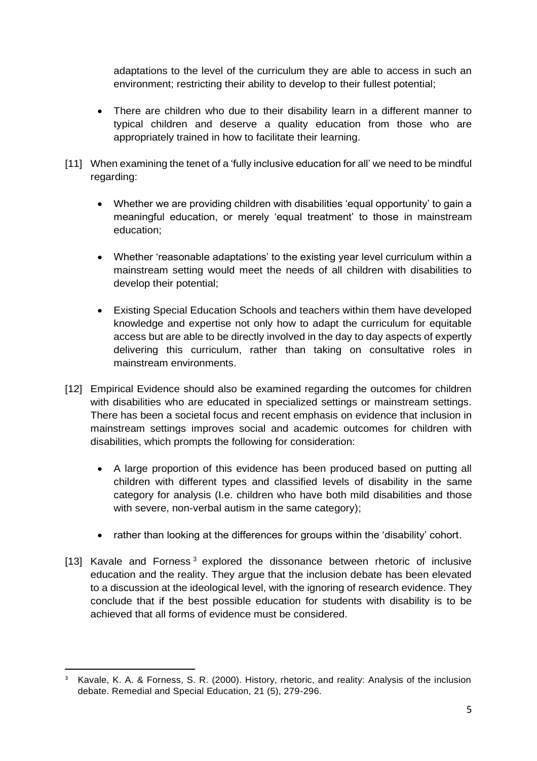adaptations to the level of the curriculum they are able to access in such an environment; restricting their ability to develop to their fullest potential;

- There are children who due to their disability learn in a different manner to typical children and deserve a quality education from those who are appropriately trained in how to facilitate their learning.

[11] When examining the tenet of a 'fully inclusive education for all' we need to be mindful regarding:

- Whether we are providing children with disabilities 'equal opportunity' to gain a meaningful education, or merely 'equal treatment' to those in mainstream education;
- Whether 'reasonable adaptations' to the existing year level curriculum within a mainstream setting would meet the needs of all children with disabilities to develop their potential;
- Existing Special Education Schools and teachers within them have developed knowledge and expertise not only how to adapt the curriculum for equitable access but are able to be directly involved in the day to day aspects of expertly delivering this curriculum, rather than taking on consultative roles in mainstream environments.

[12] Empirical Evidence should also be examined regarding the outcomes for children with disabilities who are educated in specialized settings or mainstream settings. There has been a societal focus and recent emphasis on evidence that inclusion in mainstream settings improves social and academic outcomes for children with disabilities, which prompts the following for consideration:

- A large proportion of this evidence has been produced based on putting all children with different types and classified levels of disability in the same category for analysis (I.e. children who have both mild disabilities and those with severe, non-verbal autism in the same category);
- rather than looking at the differences for groups within the 'disability' cohort.

[13] Kavale and Forness[3] explored the dissonance between rhetoric of inclusive education and the reality. They argue that the inclusion debate has been elevated to a discussion at the ideological level, with the ignoring of research evidence. They conclude that if the best possible education for students with disability is to be achieved that all forms of evidence must be considered.

[3] Kavale, K. A. & Forness, S. R. (2000). History, rhetoric, and reality: Analysis of the inclusion debate. Remedial and Special Education, 21 (5), 279-296.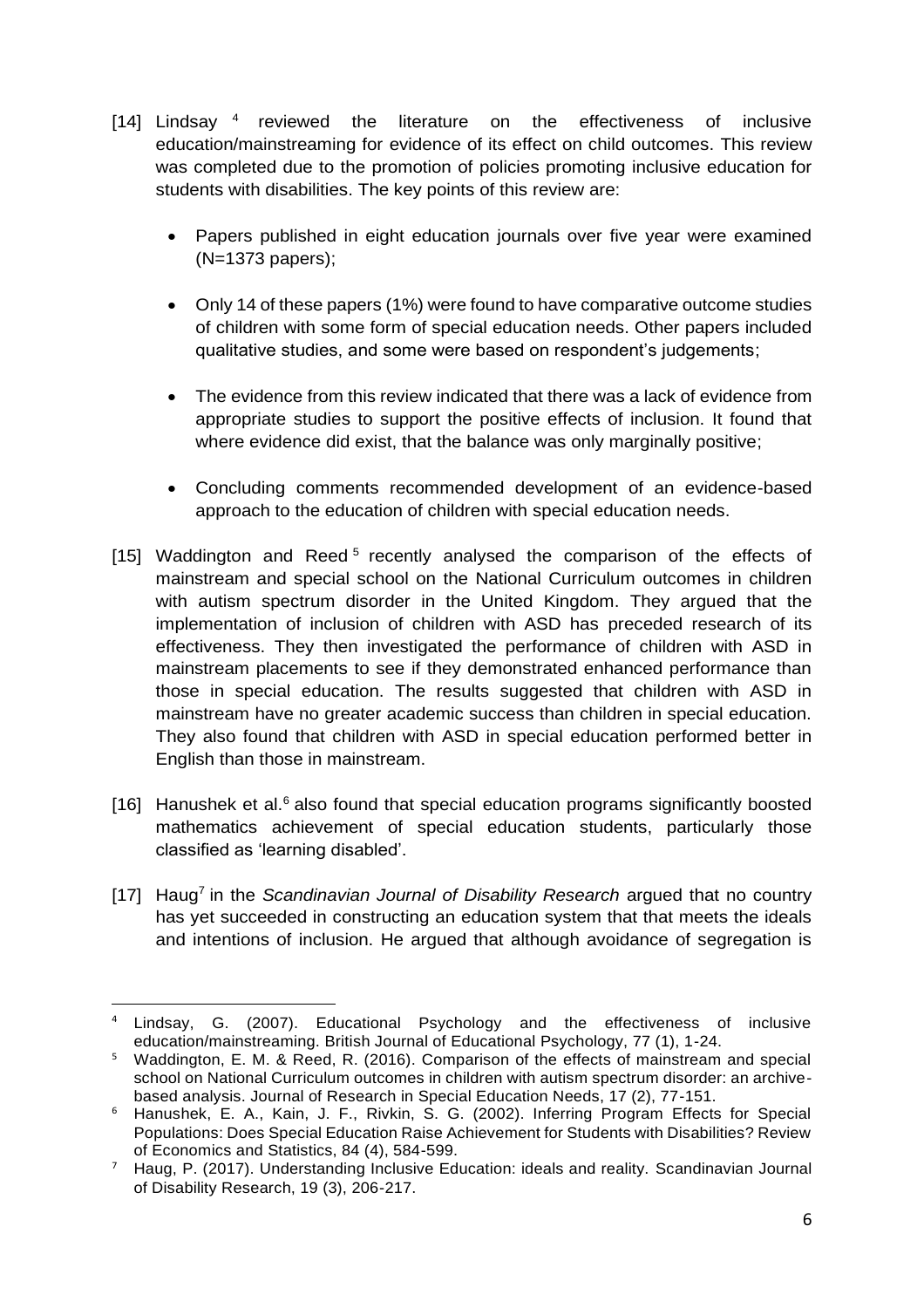[14] Lindsay [4] reviewed the literature on the effectiveness of inclusive education/mainstreaming for evidence of its effect on child outcomes. This review was completed due to the promotion of policies promoting inclusive education for students with disabilities. The key points of this review are:

- Papers published in eight education journals over five year were examined (N=1373 papers);
- Only 14 of these papers (1%) were found to have comparative outcome studies of children with some form of special education needs. Other papers included qualitative studies, and some were based on respondent's judgements;
- The evidence from this review indicated that there was a lack of evidence from appropriate studies to support the positive effects of inclusion. It found that where evidence did exist, that the balance was only marginally positive;
- Concluding comments recommended development of an evidence-based approach to the education of children with special education needs.

[15] Waddington and Reed [5] recently analysed the comparison of the effects of mainstream and special school on the National Curriculum outcomes in children with autism spectrum disorder in the United Kingdom. They argued that the implementation of inclusion of children with ASD has preceded research of its effectiveness. They then investigated the performance of children with ASD in mainstream placements to see if they demonstrated enhanced performance than those in special education. The results suggested that children with ASD in mainstream have no greater academic success than children in special education. They also found that children with ASD in special education performed better in English than those in mainstream.

[16] Hanushek et al.[6] also found that special education programs significantly boosted mathematics achievement of special education students, particularly those classified as 'learning disabled'.

[17] Haug[7] in the *Scandinavian Journal of Disability Research* argued that no country has yet succeeded in constructing an education system that that meets the ideals and intentions of inclusion. He argued that although avoidance of segregation is

---

[4] Lindsay, G. (2007). Educational Psychology and the effectiveness of inclusive education/mainstreaming. British Journal of Educational Psychology, 77 (1), 1-24.

[5] Waddington, E. M. & Reed, R. (2016). Comparison of the effects of mainstream and special school on National Curriculum outcomes in children with autism spectrum disorder: an archive-based analysis. Journal of Research in Special Education Needs, 17 (2), 77-151.

[6] Hanushek, E. A., Kain, J. F., Rivkin, S. G. (2002). Inferring Program Effects for Special Populations: Does Special Education Raise Achievement for Students with Disabilities? Review of Economics and Statistics, 84 (4), 584-599.

[7] Haug, P. (2017). Understanding Inclusive Education: ideals and reality. Scandinavian Journal of Disability Research, 19 (3), 206-217.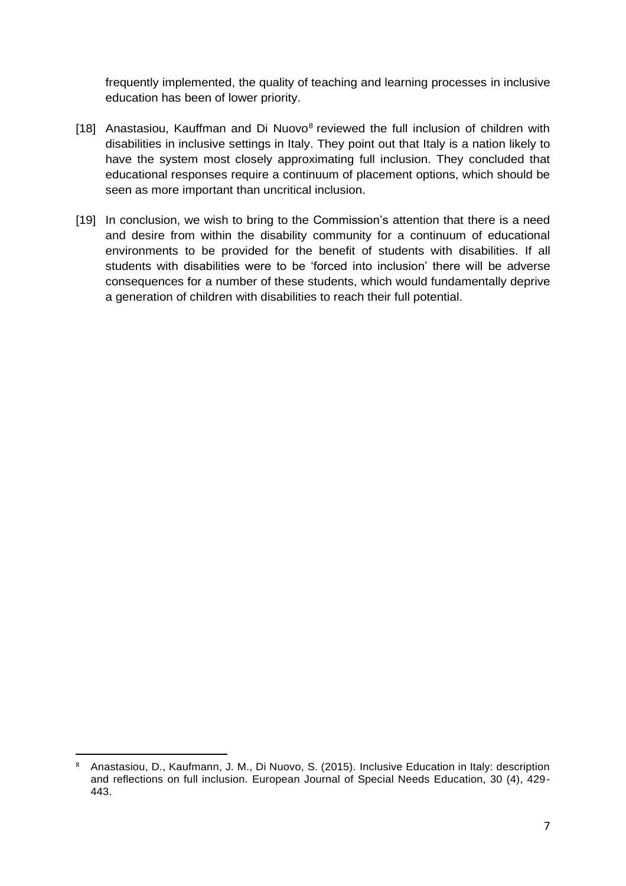frequently implemented, the quality of teaching and learning processes in inclusive education has been of lower priority.

[18] Anastasiou, Kauffman and Di Nuovo[8] reviewed the full inclusion of children with disabilities in inclusive settings in Italy. They point out that Italy is a nation likely to have the system most closely approximating full inclusion. They concluded that educational responses require a continuum of placement options, which should be seen as more important than uncritical inclusion.

[19] In conclusion, we wish to bring to the Commission's attention that there is a need and desire from within the disability community for a continuum of educational environments to be provided for the benefit of students with disabilities. If all students with disabilities were to be 'forced into inclusion' there will be adverse consequences for a number of these students, which would fundamentally deprive a generation of children with disabilities to reach their full potential.

---

[8] Anastasiou, D., Kaufmann, J. M., Di Nuovo, S. (2015). Inclusive Education in Italy: description and reflections on full inclusion. European Journal of Special Needs Education, 30 (4), 429-443.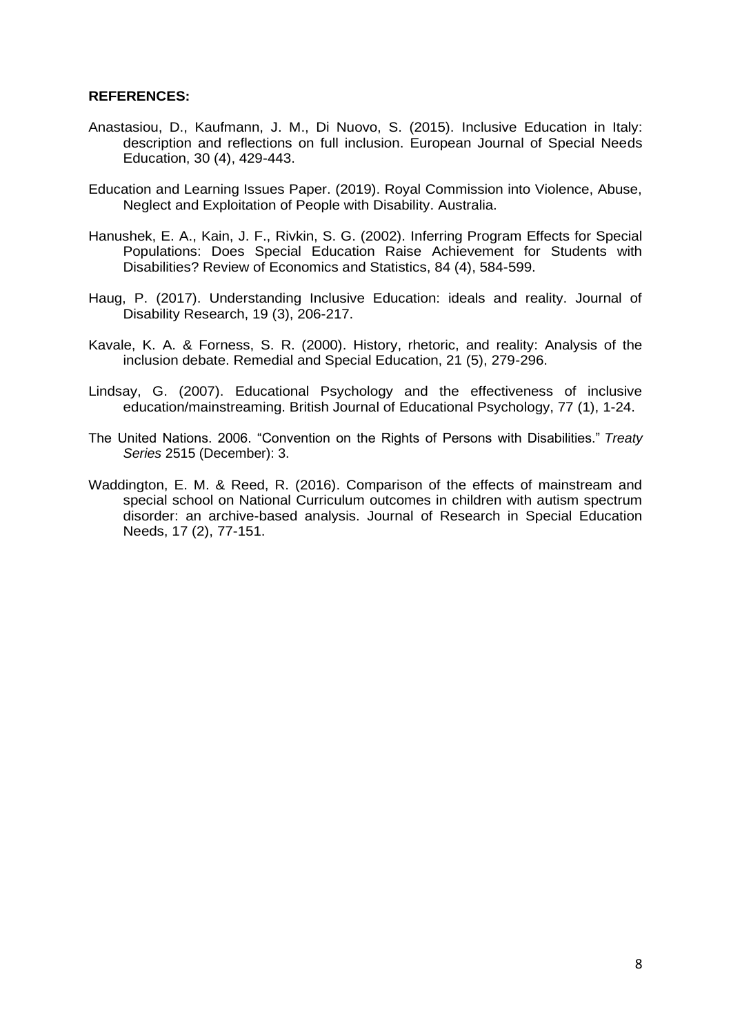**REFERENCES:**

Anastasiou, D., Kaufmann, J. M., Di Nuovo, S. (2015). Inclusive Education in Italy: description and reflections on full inclusion. European Journal of Special Needs Education, 30 (4), 429-443.

Education and Learning Issues Paper. (2019). Royal Commission into Violence, Abuse, Neglect and Exploitation of People with Disability. Australia.

Hanushek, E. A., Kain, J. F., Rivkin, S. G. (2002). Inferring Program Effects for Special Populations: Does Special Education Raise Achievement for Students with Disabilities? Review of Economics and Statistics, 84 (4), 584-599.

Haug, P. (2017). Understanding Inclusive Education: ideals and reality. Journal of Disability Research, 19 (3), 206-217.

Kavale, K. A. & Forness, S. R. (2000). History, rhetoric, and reality: Analysis of the inclusion debate. Remedial and Special Education, 21 (5), 279-296.

Lindsay, G. (2007). Educational Psychology and the effectiveness of inclusive education/mainstreaming. British Journal of Educational Psychology, 77 (1), 1-24.

The United Nations. 2006. "Convention on the Rights of Persons with Disabilities." *Treaty Series* 2515 (December): 3.

Waddington, E. M. & Reed, R. (2016). Comparison of the effects of mainstream and special school on National Curriculum outcomes in children with autism spectrum disorder: an archive-based analysis. Journal of Research in Special Education Needs, 17 (2), 77-151.